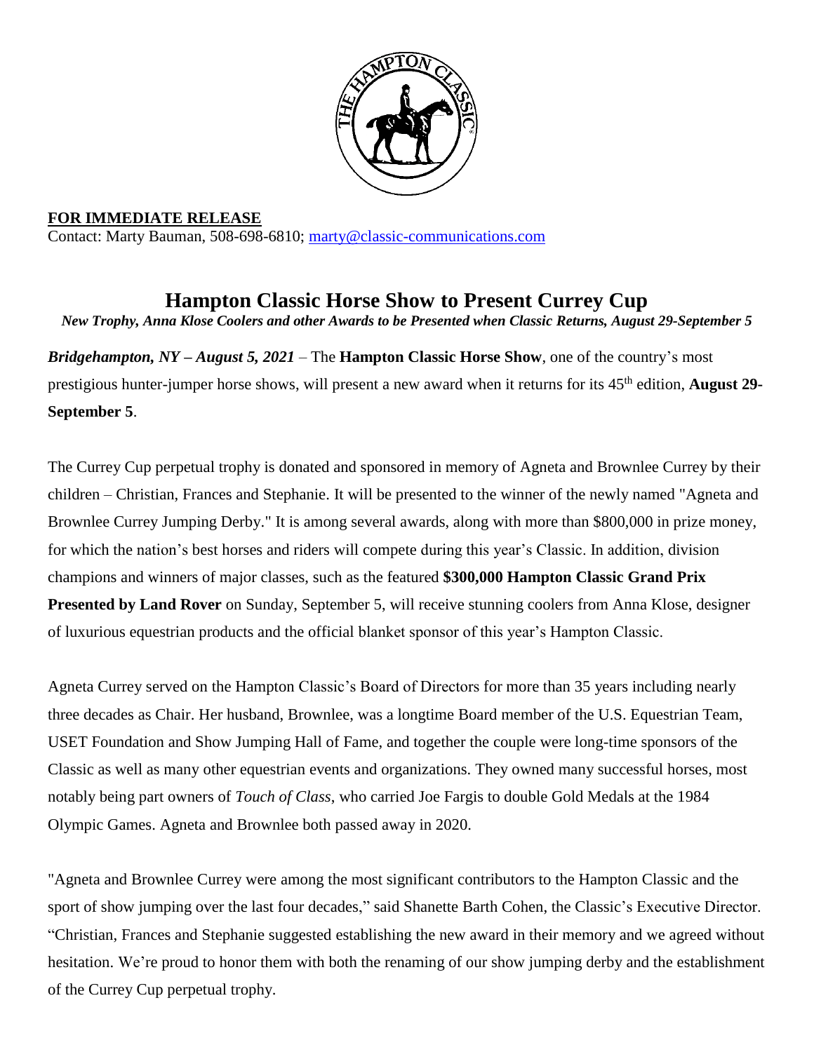**FOR IMMEDIATE RELEASE**
Contact: Marty Bauman, 508-698-6810; marty@classic-communications.com

# Hampton Classic Horse Show to Present Currey Cup

*New Trophy, Anna Klose Coolers and other Awards to be Presented when Classic Returns, August 29-September 5*

***Bridgehampton, NY – August 5, 2021*** – The **Hampton Classic Horse Show**, one of the country's most prestigious hunter-jumper horse shows, will present a new award when it returns for its 45th edition, **August 29-September 5**.

The Currey Cup perpetual trophy is donated and sponsored in memory of Agneta and Brownlee Currey by their children – Christian, Frances and Stephanie. It will be presented to the winner of the newly named "Agneta and Brownlee Currey Jumping Derby." It is among several awards, along with more than $800,000 in prize money, for which the nation's best horses and riders will compete during this year's Classic. In addition, division champions and winners of major classes, such as the featured **$300,000 Hampton Classic Grand Prix Presented by Land Rover** on Sunday, September 5, will receive stunning coolers from Anna Klose, designer of luxurious equestrian products and the official blanket sponsor of this year's Hampton Classic.

Agneta Currey served on the Hampton Classic's Board of Directors for more than 35 years including nearly three decades as Chair. Her husband, Brownlee, was a longtime Board member of the U.S. Equestrian Team, USET Foundation and Show Jumping Hall of Fame, and together the couple were long-time sponsors of the Classic as well as many other equestrian events and organizations. They owned many successful horses, most notably being part owners of *Touch of Class*, who carried Joe Fargis to double Gold Medals at the 1984 Olympic Games. Agneta and Brownlee both passed away in 2020.

"Agneta and Brownlee Currey were among the most significant contributors to the Hampton Classic and the sport of show jumping over the last four decades," said Shanette Barth Cohen, the Classic's Executive Director. "Christian, Frances and Stephanie suggested establishing the new award in their memory and we agreed without hesitation. We're proud to honor them with both the renaming of our show jumping derby and the establishment of the Currey Cup perpetual trophy.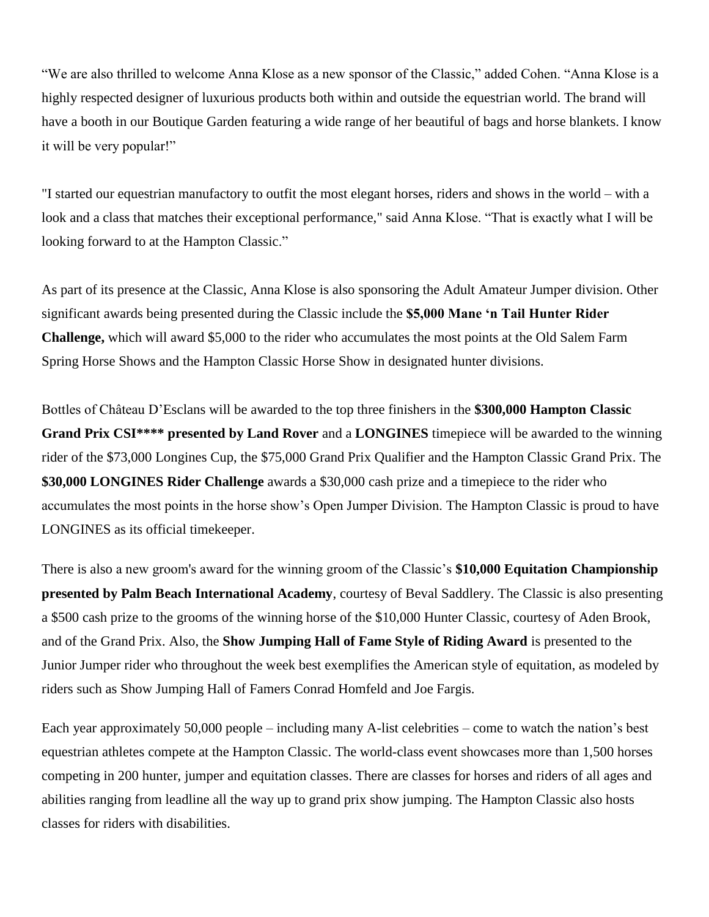“We are also thrilled to welcome Anna Klose as a new sponsor of the Classic,” added Cohen. “Anna Klose is a highly respected designer of luxurious products both within and outside the equestrian world. The brand will have a booth in our Boutique Garden featuring a wide range of her beautiful of bags and horse blankets. I know it will be very popular!”

"I started our equestrian manufactory to outfit the most elegant horses, riders and shows in the world – with a look and a class that matches their exceptional performance," said Anna Klose. “That is exactly what I will be looking forward to at the Hampton Classic.”

As part of its presence at the Classic, Anna Klose is also sponsoring the Adult Amateur Jumper division. Other significant awards being presented during the Classic include the **$5,000 Mane ‘n Tail Hunter Rider Challenge,** which will award $5,000 to the rider who accumulates the most points at the Old Salem Farm Spring Horse Shows and the Hampton Classic Horse Show in designated hunter divisions.

Bottles of Château D’Esclans will be awarded to the top three finishers in the **$300,000 Hampton Classic Grand Prix CSI**** presented by Land Rover** and a **LONGINES** timepiece will be awarded to the winning rider of the $73,000 Longines Cup, the $75,000 Grand Prix Qualifier and the Hampton Classic Grand Prix. The **$30,000 LONGINES Rider Challenge** awards a $30,000 cash prize and a timepiece to the rider who accumulates the most points in the horse show’s Open Jumper Division. The Hampton Classic is proud to have LONGINES as its official timekeeper.

There is also a new groom's award for the winning groom of the Classic’s **$10,000 Equitation Championship presented by Palm Beach International Academy**, courtesy of Beval Saddlery. The Classic is also presenting a $500 cash prize to the grooms of the winning horse of the $10,000 Hunter Classic, courtesy of Aden Brook, and of the Grand Prix. Also, the **Show Jumping Hall of Fame Style of Riding Award** is presented to the Junior Jumper rider who throughout the week best exemplifies the American style of equitation, as modeled by riders such as Show Jumping Hall of Famers Conrad Homfeld and Joe Fargis.

Each year approximately 50,000 people – including many A-list celebrities – come to watch the nation’s best equestrian athletes compete at the Hampton Classic. The world-class event showcases more than 1,500 horses competing in 200 hunter, jumper and equitation classes. There are classes for horses and riders of all ages and abilities ranging from leadline all the way up to grand prix show jumping. The Hampton Classic also hosts classes for riders with disabilities.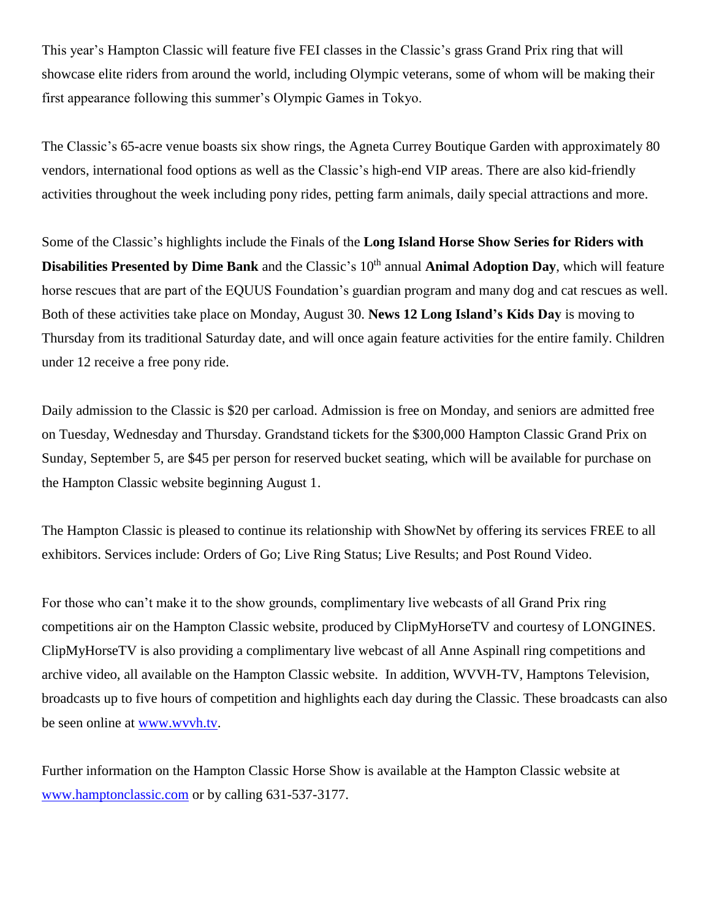This year's Hampton Classic will feature five FEI classes in the Classic's grass Grand Prix ring that will showcase elite riders from around the world, including Olympic veterans, some of whom will be making their first appearance following this summer's Olympic Games in Tokyo.

The Classic's 65-acre venue boasts six show rings, the Agneta Currey Boutique Garden with approximately 80 vendors, international food options as well as the Classic's high-end VIP areas. There are also kid-friendly activities throughout the week including pony rides, petting farm animals, daily special attractions and more.

Some of the Classic's highlights include the Finals of the **Long Island Horse Show Series for Riders with Disabilities Presented by Dime Bank** and the Classic's 10th annual **Animal Adoption Day**, which will feature horse rescues that are part of the EQUUS Foundation's guardian program and many dog and cat rescues as well. Both of these activities take place on Monday, August 30. **News 12 Long Island's Kids Day** is moving to Thursday from its traditional Saturday date, and will once again feature activities for the entire family. Children under 12 receive a free pony ride.

Daily admission to the Classic is $20 per carload. Admission is free on Monday, and seniors are admitted free on Tuesday, Wednesday and Thursday. Grandstand tickets for the $300,000 Hampton Classic Grand Prix on Sunday, September 5, are $45 per person for reserved bucket seating, which will be available for purchase on the Hampton Classic website beginning August 1.

The Hampton Classic is pleased to continue its relationship with ShowNet by offering its services FREE to all exhibitors. Services include: Orders of Go; Live Ring Status; Live Results; and Post Round Video.

For those who can't make it to the show grounds, complimentary live webcasts of all Grand Prix ring competitions air on the Hampton Classic website, produced by ClipMyHorseTV and courtesy of LONGINES. ClipMyHorseTV is also providing a complimentary live webcast of all Anne Aspinall ring competitions and archive video, all available on the Hampton Classic website. In addition, WVVH-TV, Hamptons Television, broadcasts up to five hours of competition and highlights each day during the Classic. These broadcasts can also be seen online at [www.wvvh.tv](http://www.wvvh.tv).

Further information on the Hampton Classic Horse Show is available at the Hampton Classic website at [www.hamptonclassic.com](http://www.hamptonclassic.com) or by calling 631-537-3177.